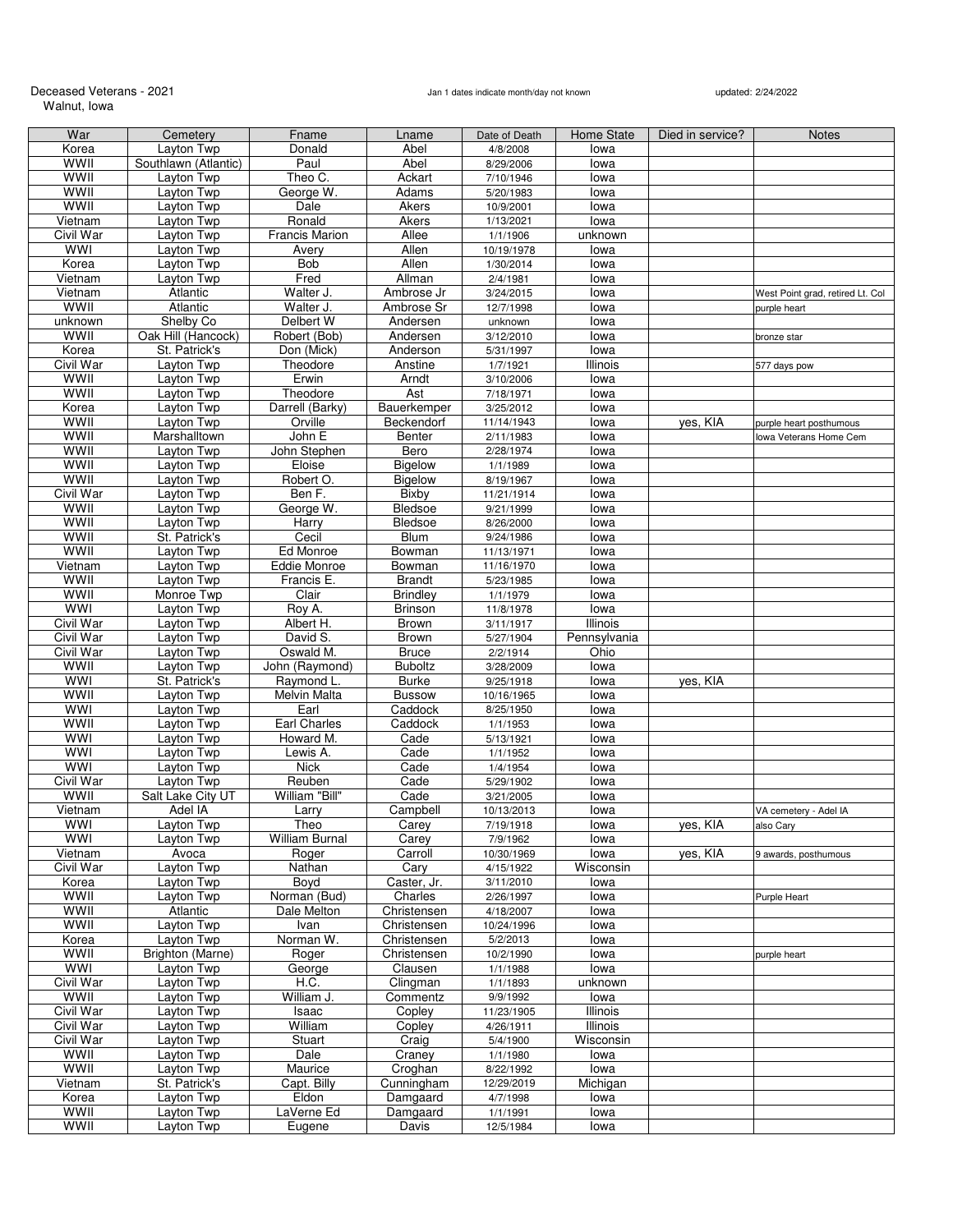Deceased Veterans - 2021
Walnut, Iowa

Jan 1 dates indicate month/day not known

updated: 2/24/2022

| War | Cemetery | Fname | Lname | Date of Death | Home State | Died in service? | Notes |
|---|---|---|---|---|---|---|---|
| Korea | Layton Twp | Donald | Abel | 4/8/2008 | Iowa | | |
| WWII | Southlawn (Atlantic) | Paul | Abel | 8/29/2006 | Iowa | | |
| WWII | Layton Twp | Theo C. | Ackart | 7/10/1946 | Iowa | | |
| WWII | Layton Twp | George W. | Adams | 5/20/1983 | Iowa | | |
| WWII | Layton Twp | Dale | Akers | 10/9/2001 | Iowa | | |
| Vietnam | Layton Twp | Ronald | Akers | 1/13/2021 | Iowa | | |
| Civil War | Layton Twp | Francis Marion | Allee | 1/1/1906 | unknown | | |
| WWI | Layton Twp | Avery | Allen | 10/19/1978 | Iowa | | |
| Korea | Layton Twp | Bob | Allen | 1/30/2014 | Iowa | | |
| Vietnam | Layton Twp | Fred | Allman | 2/4/1981 | Iowa | | |
| Vietnam | Atlantic | Walter J. | Ambrose Jr | 3/24/2015 | Iowa | | West Point grad, retired Lt. Col |
| WWII | Atlantic | Walter J. | Ambrose Sr | 12/7/1998 | Iowa | | purple heart |
| unknown | Shelby Co | Delbert W | Andersen | unknown | Iowa | | |
| WWII | Oak Hill (Hancock) | Robert (Bob) | Andersen | 3/12/2010 | Iowa | | bronze star |
| Korea | St. Patrick's | Don (Mick) | Anderson | 5/31/1997 | Iowa | | |
| Civil War | Layton Twp | Theodore | Anstine | 1/7/1921 | Illinois | | 577 days pow |
| WWII | Layton Twp | Erwin | Arndt | 3/10/2006 | Iowa | | |
| WWII | Layton Twp | Theodore | Ast | 7/18/1971 | Iowa | | |
| Korea | Layton Twp | Darrell (Barky) | Bauerkemper | 3/25/2012 | Iowa | | |
| WWII | Layton Twp | Orville | Beckendorf | 11/14/1943 | Iowa | yes, KIA | purple heart posthumous |
| WWII | Marshalltown | John E | Benter | 2/11/1983 | Iowa | | Iowa Veterans Home Cem |
| WWII | Layton Twp | John Stephen | Bero | 2/28/1974 | Iowa | | |
| WWII | Layton Twp | Eloise | Bigelow | 1/1/1989 | Iowa | | |
| WWII | Layton Twp | Robert O. | Bigelow | 8/19/1967 | Iowa | | |
| Civil War | Layton Twp | Ben F. | Bixby | 11/21/1914 | Iowa | | |
| WWII | Layton Twp | George W. | Bledsoe | 9/21/1999 | Iowa | | |
| WWII | Layton Twp | Harry | Bledsoe | 8/26/2000 | Iowa | | |
| WWII | St. Patrick's | Cecil | Blum | 9/24/1986 | Iowa | | |
| WWII | Layton Twp | Ed Monroe | Bowman | 11/13/1971 | Iowa | | |
| Vietnam | Layton Twp | Eddie Monroe | Bowman | 11/16/1970 | Iowa | | |
| WWII | Layton Twp | Francis E. | Brandt | 5/23/1985 | Iowa | | |
| WWII | Monroe Twp | Clair | Brindley | 1/1/1979 | Iowa | | |
| WWI | Layton Twp | Roy A. | Brinson | 11/8/1978 | Iowa | | |
| Civil War | Layton Twp | Albert H. | Brown | 3/11/1917 | Illinois | | |
| Civil War | Layton Twp | David S. | Brown | 5/27/1904 | Pennsylvania | | |
| Civil War | Layton Twp | Oswald M. | Bruce | 2/2/1914 | Ohio | | |
| WWII | Layton Twp | John (Raymond) | Buboltz | 3/28/2009 | Iowa | | |
| WWI | St. Patrick's | Raymond L. | Burke | 9/25/1918 | Iowa | yes, KIA | |
| WWII | Layton Twp | Melvin Malta | Bussow | 10/16/1965 | Iowa | | |
| WWI | Layton Twp | Earl | Caddock | 8/25/1950 | Iowa | | |
| WWII | Layton Twp | Earl Charles | Caddock | 1/1/1953 | Iowa | | |
| WWI | Layton Twp | Howard M. | Cade | 5/13/1921 | Iowa | | |
| WWI | Layton Twp | Lewis A. | Cade | 1/1/1952 | Iowa | | |
| WWI | Layton Twp | Nick | Cade | 1/4/1954 | Iowa | | |
| Civil War | Layton Twp | Reuben | Cade | 5/29/1902 | Iowa | | |
| WWII | Salt Lake City UT | William "Bill" | Cade | 3/21/2005 | Iowa | | |
| Vietnam | Adel IA | Larry | Campbell | 10/13/2013 | Iowa | | VA cemetery - Adel IA |
| WWI | Layton Twp | Theo | Carey | 7/19/1918 | Iowa | yes, KIA | also Cary |
| WWI | Layton Twp | William Burnal | Carey | 7/9/1962 | Iowa | | |
| Vietnam | Avoca | Roger | Carroll | 10/30/1969 | Iowa | yes, KIA | 9 awards, posthumous |
| Civil War | Layton Twp | Nathan | Cary | 4/15/1922 | Wisconsin | | |
| Korea | Layton Twp | Boyd | Caster, Jr. | 3/11/2010 | Iowa | | |
| WWII | Layton Twp | Norman (Bud) | Charles | 2/26/1997 | Iowa | | Purple Heart |
| WWII | Atlantic | Dale Melton | Christensen | 4/18/2007 | Iowa | | |
| WWII | Layton Twp | Ivan | Christensen | 10/24/1996 | Iowa | | |
| Korea | Layton Twp | Norman W. | Christensen | 5/2/2013 | Iowa | | |
| WWII | Brighton (Marne) | Roger | Christensen | 10/2/1990 | Iowa | | purple heart |
| WWI | Layton Twp | George | Clausen | 1/1/1988 | Iowa | | |
| Civil War | Layton Twp | H.C. | Clingman | 1/1/1893 | unknown | | |
| WWII | Layton Twp | William J. | Commentz | 9/9/1992 | Iowa | | |
| Civil War | Layton Twp | Isaac | Copley | 11/23/1905 | Illinois | | |
| Civil War | Layton Twp | William | Copley | 4/26/1911 | Illinois | | |
| Civil War | Layton Twp | Stuart | Craig | 5/4/1900 | Wisconsin | | |
| WWII | Layton Twp | Dale | Craney | 1/1/1980 | Iowa | | |
| WWII | Layton Twp | Maurice | Croghan | 8/22/1992 | Iowa | | |
| Vietnam | St. Patrick's | Capt. Billy | Cunningham | 12/29/2019 | Michigan | | |
| Korea | Layton Twp | Eldon | Damgaard | 4/7/1998 | Iowa | | |
| WWII | Layton Twp | LaVerne Ed | Damgaard | 1/1/1991 | Iowa | | |
| WWII | Layton Twp | Eugene | Davis | 12/5/1984 | Iowa | | |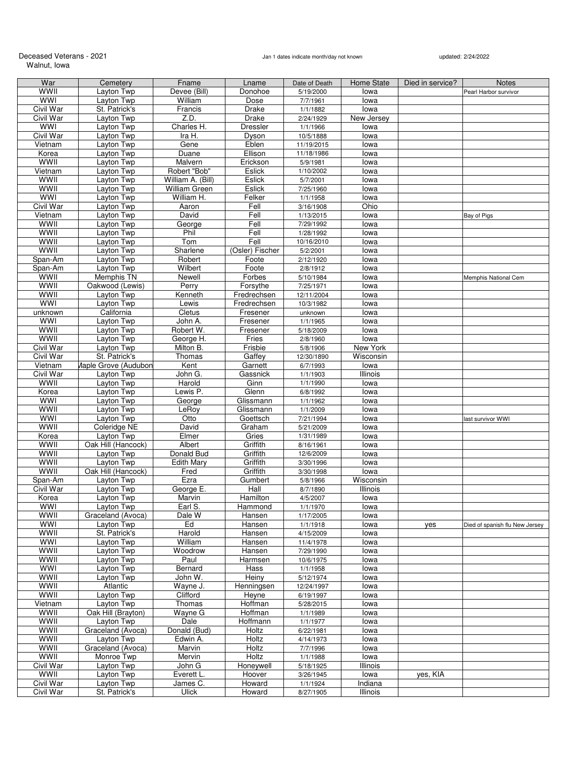Deceased Veterans - 2021
Walnut, Iowa

Jan 1 dates indicate month/day not known

updated: 2/24/2022

| War | Cemetery | Fname | Lname | Date of Death | Home State | Died in service? | Notes |
|---|---|---|---|---|---|---|---|
| WWII | Layton Twp | Devee (Bill) | Donohoe | 5/19/2000 | Iowa | | Pearl Harbor survivor |
| WWI | Layton Twp | William | Dose | 7/7/1961 | Iowa | | |
| Civil War | St. Patrick's | Francis | Drake | 1/1/1882 | Iowa | | |
| Civil War | Layton Twp | Z.D. | Drake | 2/24/1929 | New Jersey | | |
| WWI | Layton Twp | Charles H. | Dressler | 1/1/1966 | Iowa | | |
| Civil War | Layton Twp | Ira H. | Dyson | 10/5/1888 | Iowa | | |
| Vietnam | Layton Twp | Gene | Eblen | 11/19/2015 | Iowa | | |
| Korea | Layton Twp | Duane | Ellison | 11/18/1986 | Iowa | | |
| WWII | Layton Twp | Malvern | Erickson | 5/9/1981 | Iowa | | |
| Vietnam | Layton Twp | Robert "Bob" | Eslick | 1/10/2002 | Iowa | | |
| WWII | Layton Twp | William A. (Bill) | Eslick | 5/7/2001 | Iowa | | |
| WWII | Layton Twp | William Green | Eslick | 7/25/1960 | Iowa | | |
| WWI | Layton Twp | William H. | Felker | 1/1/1958 | Iowa | | |
| Civil War | Layton Twp | Aaron | Fell | 3/16/1908 | Ohio | | |
| Vietnam | Layton Twp | David | Fell | 1/13/2015 | Iowa | | Bay of Pigs |
| WWII | Layton Twp | George | Fell | 7/29/1992 | Iowa | | |
| WWII | Layton Twp | Phil | Fell | 1/28/1992 | Iowa | | |
| WWII | Layton Twp | Tom | Fell | 10/16/2010 | Iowa | | |
| WWII | Layton Twp | Sharlene | (Osler) Fischer | 5/2/2001 | Iowa | | |
| Span-Am | Layton Twp | Robert | Foote | 2/12/1920 | Iowa | | |
| Span-Am | Layton Twp | Wilbert | Foote | 2/8/1912 | Iowa | | |
| WWII | Memphis TN | Newell | Forbes | 5/10/1984 | Iowa | | Memphis National Cem |
| WWII | Oakwood (Lewis) | Perry | Forsythe | 7/25/1971 | Iowa | | |
| WWII | Layton Twp | Kenneth | Fredrechsen | 12/11/2004 | Iowa | | |
| WWI | Layton Twp | Lewis | Fredrechsen | 10/3/1982 | Iowa | | |
| unknown | California | Cletus | Fresener | unknown | Iowa | | |
| WWI | Layton Twp | John A. | Fresener | 1/1/1965 | Iowa | | |
| WWII | Layton Twp | Robert W. | Fresener | 5/18/2009 | Iowa | | |
| WWII | Layton Twp | George H. | Fries | 2/8/1960 | Iowa | | |
| Civil War | Layton Twp | Milton B. | Frisbie | 5/8/1906 | New York | | |
| Civil War | St. Patrick's | Thomas | Gaffey | 12/30/1890 | Wisconsin | | |
| Vietnam | Maple Grove (Audubon | Kent | Garnett | 6/7/1993 | Iowa | | |
| Civil War | Layton Twp | John G. | Gassnick | 1/1/1903 | Illinois | | |
| WWII | Layton Twp | Harold | Ginn | 1/1/1990 | Iowa | | |
| Korea | Layton Twp | Lewis P. | Glenn | 6/8/1992 | Iowa | | |
| WWI | Layton Twp | George | Glissmann | 1/1/1962 | Iowa | | |
| WWII | Layton Twp | LeRoy | Glissmann | 1/1/2009 | Iowa | | |
| WWI | Layton Twp | Otto | Goettsch | 7/21/1994 | Iowa | | last survivor WWI |
| WWII | Coleridge NE | David | Graham | 5/21/2009 | Iowa | | |
| Korea | Layton Twp | Elmer | Gries | 1/31/1989 | Iowa | | |
| WWII | Oak Hill (Hancock) | Albert | Griffith | 8/16/1961 | Iowa | | |
| WWII | Layton Twp | Donald Bud | Griffith | 12/6/2009 | Iowa | | |
| WWII | Layton Twp | Edith Mary | Griffith | 3/30/1996 | Iowa | | |
| WWII | Oak Hill (Hancock) | Fred | Griffith | 3/30/1998 | Iowa | | |
| Span-Am | Layton Twp | Ezra | Gumbert | 5/8/1966 | Wisconsin | | |
| Civil War | Layton Twp | George E. | Hall | 8/7/1890 | Illinois | | |
| Korea | Layton Twp | Marvin | Hamilton | 4/5/2007 | Iowa | | |
| WWI | Layton Twp | Earl S. | Hammond | 1/1/1970 | Iowa | | |
| WWII | Graceland (Avoca) | Dale W | Hansen | 1/17/2005 | Iowa | | |
| WWI | Layton Twp | Ed | Hansen | 1/1/1918 | Iowa | yes | Died of spanish flu New Jersey |
| WWII | St. Patrick's | Harold | Hansen | 4/15/2009 | Iowa | | |
| WWI | Layton Twp | William | Hansen | 11/4/1978 | Iowa | | |
| WWII | Layton Twp | Woodrow | Hansen | 7/29/1990 | Iowa | | |
| WWII | Layton Twp | Paul | Harmsen | 10/6/1975 | Iowa | | |
| WWI | Layton Twp | Bernard | Hass | 1/1/1958 | Iowa | | |
| WWII | Layton Twp | John W. | Heiny | 5/12/1974 | Iowa | | |
| WWII | Atlantic | Wayne J. | Henningsen | 12/24/1997 | Iowa | | |
| WWII | Layton Twp | Clifford | Heyne | 6/19/1997 | Iowa | | |
| Vietnam | Layton Twp | Thomas | Hoffman | 5/28/2015 | Iowa | | |
| WWII | Oak Hill (Brayton) | Wayne G | Hoffman | 1/1/1989 | Iowa | | |
| WWII | Layton Twp | Dale | Hoffmann | 1/1/1977 | Iowa | | |
| WWII | Graceland (Avoca) | Donald (Bud) | Holtz | 6/22/1981 | Iowa | | |
| WWII | Layton Twp | Edwin A. | Holtz | 4/14/1973 | Iowa | | |
| WWII | Graceland (Avoca) | Marvin | Holtz | 7/7/1996 | Iowa | | |
| WWII | Monroe Twp | Mervin | Holtz | 1/1/1988 | Iowa | | |
| Civil War | Layton Twp | John G | Honeywell | 5/18/1925 | Illinois | | |
| WWII | Layton Twp | Everett L. | Hoover | 3/26/1945 | Iowa | yes, KIA | |
| Civil War | Layton Twp | James C. | Howard | 1/1/1924 | Indiana | | |
| Civil War | St. Patrick's | Ulick | Howard | 8/27/1905 | Illinois | | |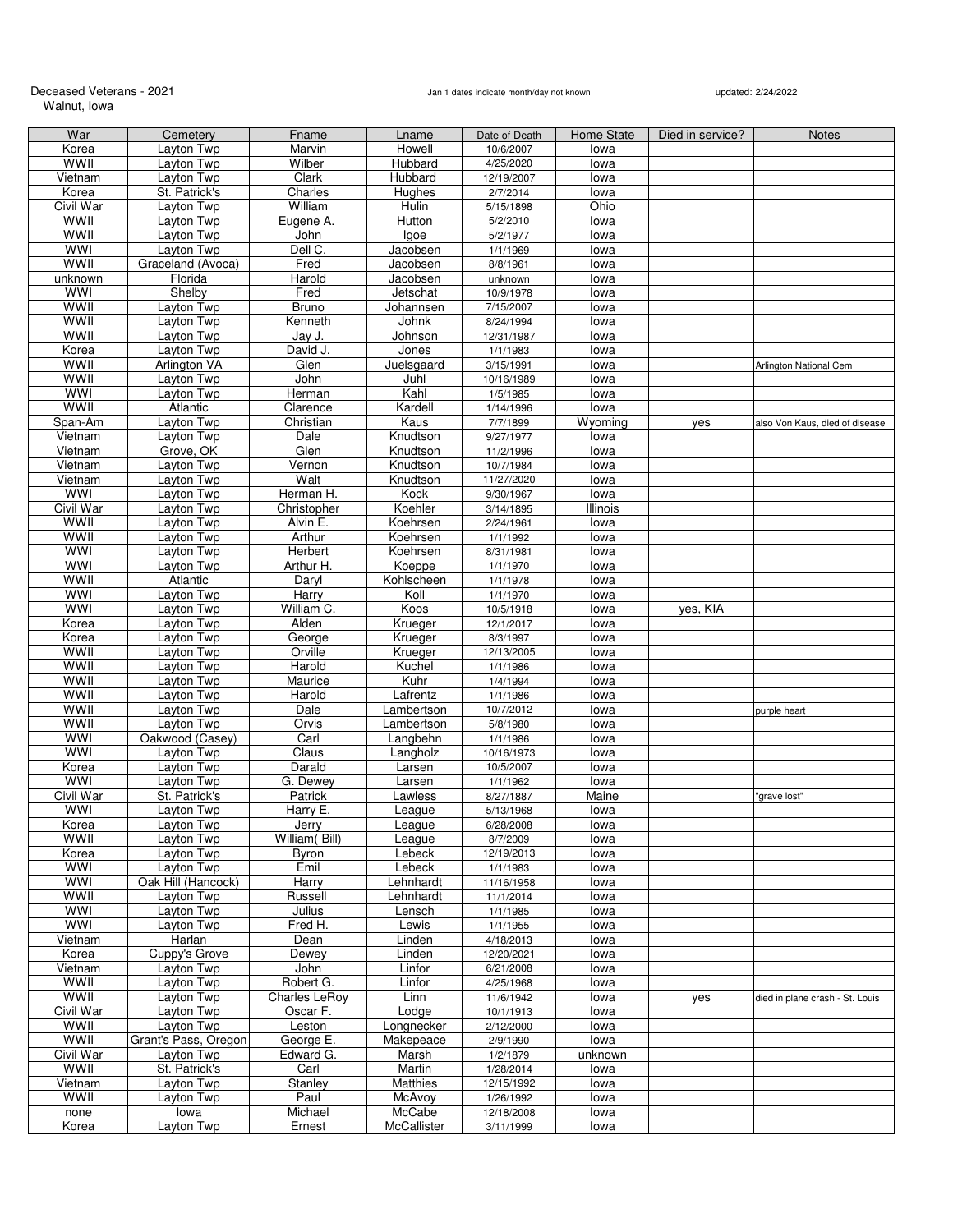Deceased Veterans - 2021
Walnut, Iowa

Jan 1 dates indicate month/day not known

updated: 2/24/2022

| War | Cemetery | Fname | Lname | Date of Death | Home State | Died in service? | Notes |
|---|---|---|---|---|---|---|---|
| Korea | Layton Twp | Marvin | Howell | 10/6/2007 | Iowa | | |
| WWII | Layton Twp | Wilber | Hubbard | 4/25/2020 | Iowa | | |
| Vietnam | Layton Twp | Clark | Hubbard | 12/19/2007 | Iowa | | |
| Korea | St. Patrick's | Charles | Hughes | 2/7/2014 | Iowa | | |
| Civil War | Layton Twp | William | Hulin | 5/15/1898 | Ohio | | |
| WWII | Layton Twp | Eugene A. | Hutton | 5/2/2010 | Iowa | | |
| WWII | Layton Twp | John | Igoe | 5/2/1977 | Iowa | | |
| WWI | Layton Twp | Dell C. | Jacobsen | 1/1/1969 | Iowa | | |
| WWII | Graceland (Avoca) | Fred | Jacobsen | 8/8/1961 | Iowa | | |
| unknown | Florida | Harold | Jacobsen | unknown | Iowa | | |
| WWI | Shelby | Fred | Jetschat | 10/9/1978 | Iowa | | |
| WWII | Layton Twp | Bruno | Johannsen | 7/15/2007 | Iowa | | |
| WWII | Layton Twp | Kenneth | Johnk | 8/24/1994 | Iowa | | |
| WWII | Layton Twp | Jay J. | Johnson | 12/31/1987 | Iowa | | |
| Korea | Layton Twp | David J. | Jones | 1/1/1983 | Iowa | | |
| WWII | Arlington VA | Glen | Juelsgaard | 3/15/1991 | Iowa | | Arlington National Cem |
| WWII | Layton Twp | John | Juhl | 10/16/1989 | Iowa | | |
| WWI | Layton Twp | Herman | Kahl | 1/5/1985 | Iowa | | |
| WWII | Atlantic | Clarence | Kardell | 1/14/1996 | Iowa | | |
| Span-Am | Layton Twp | Christian | Kaus | 7/7/1899 | Wyoming | yes | also Von Kaus, died of disease |
| Vietnam | Layton Twp | Dale | Knudtson | 9/27/1977 | Iowa | | |
| Vietnam | Grove, OK | Glen | Knudtson | 11/2/1996 | Iowa | | |
| Vietnam | Layton Twp | Vernon | Knudtson | 10/7/1984 | Iowa | | |
| Vietnam | Layton Twp | Walt | Knudtson | 11/27/2020 | Iowa | | |
| WWI | Layton Twp | Herman H. | Kock | 9/30/1967 | Iowa | | |
| Civil War | Layton Twp | Christopher | Koehler | 3/14/1895 | Illinois | | |
| WWII | Layton Twp | Alvin E. | Koehrsen | 2/24/1961 | Iowa | | |
| WWII | Layton Twp | Arthur | Koehrsen | 1/1/1992 | Iowa | | |
| WWI | Layton Twp | Herbert | Koehrsen | 8/31/1981 | Iowa | | |
| WWI | Layton Twp | Arthur H. | Koeppe | 1/1/1970 | Iowa | | |
| WWII | Atlantic | Daryl | Kohlscheen | 1/1/1978 | Iowa | | |
| WWI | Layton Twp | Harry | Koll | 1/1/1970 | Iowa | | |
| WWI | Layton Twp | William C. | Koos | 10/5/1918 | Iowa | yes, KIA | |
| Korea | Layton Twp | Alden | Krueger | 12/1/2017 | Iowa | | |
| Korea | Layton Twp | George | Krueger | 8/3/1997 | Iowa | | |
| WWII | Layton Twp | Orville | Krueger | 12/13/2005 | Iowa | | |
| WWII | Layton Twp | Harold | Kuchel | 1/1/1986 | Iowa | | |
| WWII | Layton Twp | Maurice | Kuhr | 1/4/1994 | Iowa | | |
| WWII | Layton Twp | Harold | Lafrentz | 1/1/1986 | Iowa | | |
| WWII | Layton Twp | Dale | Lambertson | 10/7/2012 | Iowa | | purple heart |
| WWII | Layton Twp | Orvis | Lambertson | 5/8/1980 | Iowa | | |
| WWI | Oakwood (Casey) | Carl | Langbehn | 1/1/1986 | Iowa | | |
| WWI | Layton Twp | Claus | Langholz | 10/16/1973 | Iowa | | |
| Korea | Layton Twp | Darald | Larsen | 10/5/2007 | Iowa | | |
| WWI | Layton Twp | G. Dewey | Larsen | 1/1/1962 | Iowa | | |
| Civil War | St. Patrick's | Patrick | Lawless | 8/27/1887 | Maine | | "grave lost" |
| WWI | Layton Twp | Harry E. | League | 5/13/1968 | Iowa | | |
| Korea | Layton Twp | Jerry | League | 6/28/2008 | Iowa | | |
| WWII | Layton Twp | William( Bill) | League | 8/7/2009 | Iowa | | |
| Korea | Layton Twp | Byron | Lebeck | 12/19/2013 | Iowa | | |
| WWI | Layton Twp | Emil | Lebeck | 1/1/1983 | Iowa | | |
| WWI | Oak Hill (Hancock) | Harry | Lehnhardt | 11/16/1958 | Iowa | | |
| WWII | Layton Twp | Russell | Lehnhardt | 11/1/2014 | Iowa | | |
| WWI | Layton Twp | Julius | Lensch | 1/1/1985 | Iowa | | |
| WWI | Layton Twp | Fred H. | Lewis | 1/1/1955 | Iowa | | |
| Vietnam | Harlan | Dean | Linden | 4/18/2013 | Iowa | | |
| Korea | Cuppy's Grove | Dewey | Linden | 12/20/2021 | Iowa | | |
| Vietnam | Layton Twp | John | Linfor | 6/21/2008 | Iowa | | |
| WWII | Layton Twp | Robert G. | Linfor | 4/25/1968 | Iowa | | |
| WWII | Layton Twp | Charles LeRoy | Linn | 11/6/1942 | Iowa | yes | died in plane crash - St. Louis |
| Civil War | Layton Twp | Oscar F. | Lodge | 10/1/1913 | Iowa | | |
| WWII | Layton Twp | Leston | Longnecker | 2/12/2000 | Iowa | | |
| WWII | Grant's Pass, Oregon | George E. | Makepeace | 2/9/1990 | Iowa | | |
| Civil War | Layton Twp | Edward G. | Marsh | 1/2/1879 | unknown | | |
| WWII | St. Patrick's | Carl | Martin | 1/28/2014 | Iowa | | |
| Vietnam | Layton Twp | Stanley | Matthies | 12/15/1992 | Iowa | | |
| WWII | Layton Twp | Paul | McAvoy | 1/26/1992 | Iowa | | |
| none | Iowa | Michael | McCabe | 12/18/2008 | Iowa | | |
| Korea | Layton Twp | Ernest | McCallister | 3/11/1999 | Iowa | | |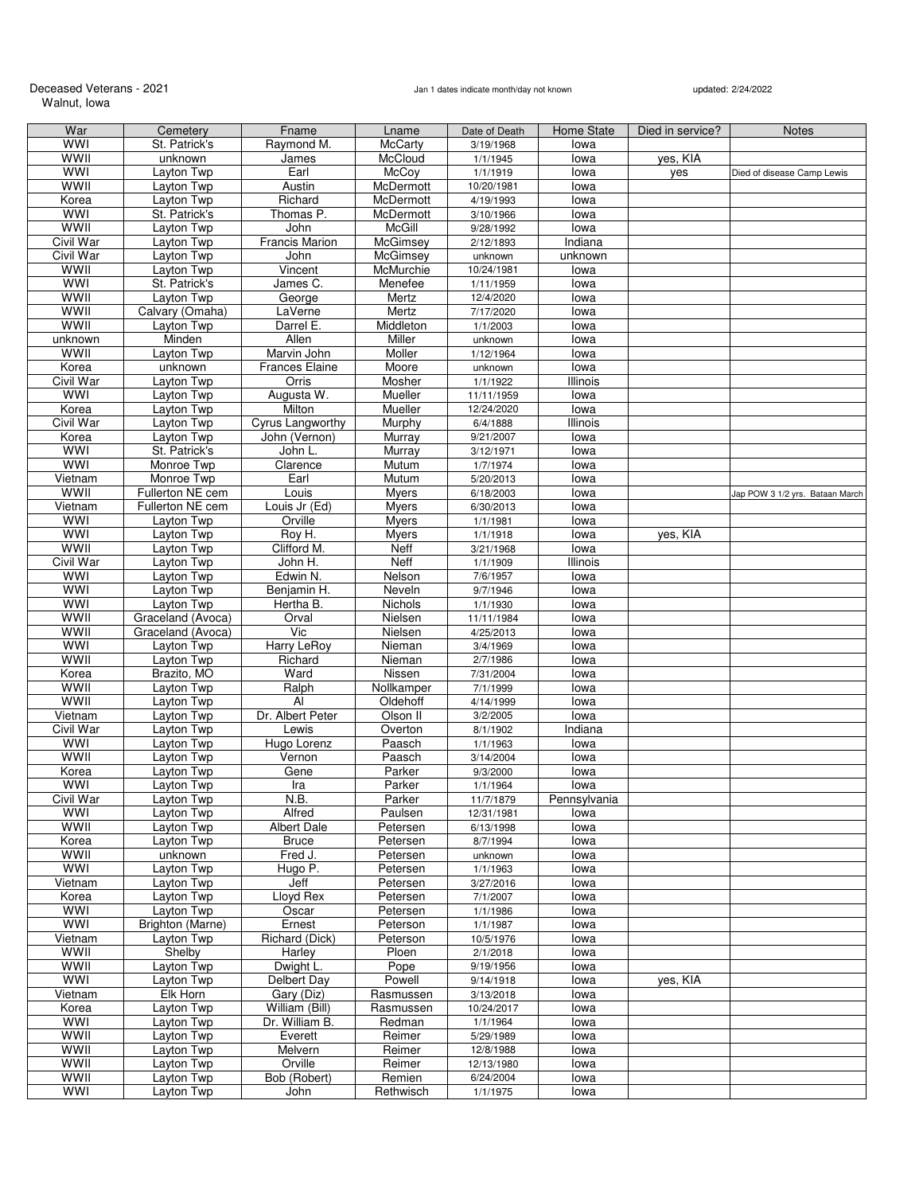Deceased Veterans - 2021
Walnut, Iowa

Jan 1 dates indicate month/day not known

updated: 2/24/2022

| War | Cemetery | Fname | Lname | Date of Death | Home State | Died in service? | Notes |
|---|---|---|---|---|---|---|---|
| WWI | St. Patrick's | Raymond M. | McCarty | 3/19/1968 | Iowa | | |
| WWII | unknown | James | McCloud | 1/1/1945 | Iowa | yes, KIA | |
| WWI | Layton Twp | Earl | McCoy | 1/1/1919 | Iowa | yes | Died of disease Camp Lewis |
| WWII | Layton Twp | Austin | McDermott | 10/20/1981 | Iowa | | |
| Korea | Layton Twp | Richard | McDermott | 4/19/1993 | Iowa | | |
| WWI | St. Patrick's | Thomas P. | McDermott | 3/10/1966 | Iowa | | |
| WWII | Layton Twp | John | McGill | 9/28/1992 | Iowa | | |
| Civil War | Layton Twp | Francis Marion | McGimsey | 2/12/1893 | Indiana | | |
| Civil War | Layton Twp | John | McGimsey | unknown | unknown | | |
| WWII | Layton Twp | Vincent | McMurchie | 10/24/1981 | Iowa | | |
| WWI | St. Patrick's | James C. | Menefee | 1/11/1959 | Iowa | | |
| WWII | Layton Twp | George | Mertz | 12/4/2020 | Iowa | | |
| WWII | Calvary (Omaha) | LaVerne | Mertz | 7/17/2020 | Iowa | | |
| WWII | Layton Twp | Darrel E. | Middleton | 1/1/2003 | Iowa | | |
| unknown | Minden | Allen | Miller | unknown | Iowa | | |
| WWII | Layton Twp | Marvin John | Moller | 1/12/1964 | Iowa | | |
| Korea | unknown | Frances Elaine | Moore | unknown | Iowa | | |
| Civil War | Layton Twp | Orris | Mosher | 1/1/1922 | Illinois | | |
| WWI | Layton Twp | Augusta W. | Mueller | 11/11/1959 | Iowa | | |
| Korea | Layton Twp | Milton | Mueller | 12/24/2020 | Iowa | | |
| Civil War | Layton Twp | Cyrus Langworthy | Murphy | 6/4/1888 | Illinois | | |
| Korea | Layton Twp | John (Vernon) | Murray | 9/21/2007 | Iowa | | |
| WWI | St. Patrick's | John L. | Murray | 3/12/1971 | Iowa | | |
| WWI | Monroe Twp | Clarence | Mutum | 1/7/1974 | Iowa | | |
| Vietnam | Monroe Twp | Earl | Mutum | 5/20/2013 | Iowa | | |
| WWII | Fullerton NE cem | Louis | Myers | 6/18/2003 | Iowa | | Jap POW 3 1/2 yrs. Bataan March |
| Vietnam | Fullerton NE cem | Louis Jr (Ed) | Myers | 6/30/2013 | Iowa | | |
| WWI | Layton Twp | Orville | Myers | 1/1/1981 | Iowa | | |
| WWI | Layton Twp | Roy H. | Myers | 1/1/1918 | Iowa | yes, KIA | |
| WWII | Layton Twp | Clifford M. | Neff | 3/21/1968 | Iowa | | |
| Civil War | Layton Twp | John H. | Neff | 1/1/1909 | Illinois | | |
| WWI | Layton Twp | Edwin N. | Nelson | 7/6/1957 | Iowa | | |
| WWI | Layton Twp | Benjamin H. | Neveln | 9/7/1946 | Iowa | | |
| WWI | Layton Twp | Hertha B. | Nichols | 1/1/1930 | Iowa | | |
| WWII | Graceland (Avoca) | Orval | Nielsen | 11/11/1984 | Iowa | | |
| WWII | Graceland (Avoca) | Vic | Nielsen | 4/25/2013 | Iowa | | |
| WWI | Layton Twp | Harry LeRoy | Nieman | 3/4/1969 | Iowa | | |
| WWII | Layton Twp | Richard | Nieman | 2/7/1986 | Iowa | | |
| Korea | Brazito, MO | Ward | Nissen | 7/31/2004 | Iowa | | |
| WWII | Layton Twp | Ralph | Nollkamper | 7/1/1999 | Iowa | | |
| WWII | Layton Twp | Al | Oldehoff | 4/14/1999 | Iowa | | |
| Vietnam | Layton Twp | Dr. Albert Peter | Olson II | 3/2/2005 | Iowa | | |
| Civil War | Layton Twp | Lewis | Overton | 8/1/1902 | Indiana | | |
| WWI | Layton Twp | Hugo Lorenz | Paasch | 1/1/1963 | Iowa | | |
| WWII | Layton Twp | Vernon | Paasch | 3/14/2004 | Iowa | | |
| Korea | Layton Twp | Gene | Parker | 9/3/2000 | Iowa | | |
| WWI | Layton Twp | Ira | Parker | 1/1/1964 | Iowa | | |
| Civil War | Layton Twp | N.B. | Parker | 11/7/1879 | Pennsylvania | | |
| WWI | Layton Twp | Alfred | Paulsen | 12/31/1981 | Iowa | | |
| WWII | Layton Twp | Albert Dale | Petersen | 6/13/1998 | Iowa | | |
| Korea | Layton Twp | Bruce | Petersen | 8/7/1994 | Iowa | | |
| WWII | unknown | Fred J. | Petersen | unknown | Iowa | | |
| WWI | Layton Twp | Hugo P. | Petersen | 1/1/1963 | Iowa | | |
| Vietnam | Layton Twp | Jeff | Petersen | 3/27/2016 | Iowa | | |
| Korea | Layton Twp | Lloyd Rex | Petersen | 7/1/2007 | Iowa | | |
| WWI | Layton Twp | Oscar | Petersen | 1/1/1986 | Iowa | | |
| WWI | Brighton (Marne) | Ernest | Peterson | 1/1/1987 | Iowa | | |
| Vietnam | Layton Twp | Richard (Dick) | Peterson | 10/5/1976 | Iowa | | |
| WWII | Shelby | Harley | Ploen | 2/1/2018 | Iowa | | |
| WWII | Layton Twp | Dwight L. | Pope | 9/19/1956 | Iowa | | |
| WWI | Layton Twp | Delbert Day | Powell | 9/14/1918 | Iowa | yes, KIA | |
| Vietnam | Elk Horn | Gary (Diz) | Rasmussen | 3/13/2018 | Iowa | | |
| Korea | Layton Twp | William (Bill) | Rasmussen | 10/24/2017 | Iowa | | |
| WWI | Layton Twp | Dr. William B. | Redman | 1/1/1964 | Iowa | | |
| WWII | Layton Twp | Everett | Reimer | 5/29/1989 | Iowa | | |
| WWII | Layton Twp | Melvern | Reimer | 12/8/1988 | Iowa | | |
| WWII | Layton Twp | Orville | Reimer | 12/13/1980 | Iowa | | |
| WWII | Layton Twp | Bob (Robert) | Remien | 6/24/2004 | Iowa | | |
| WWI | Layton Twp | John | Rethwisch | 1/1/1975 | Iowa | | |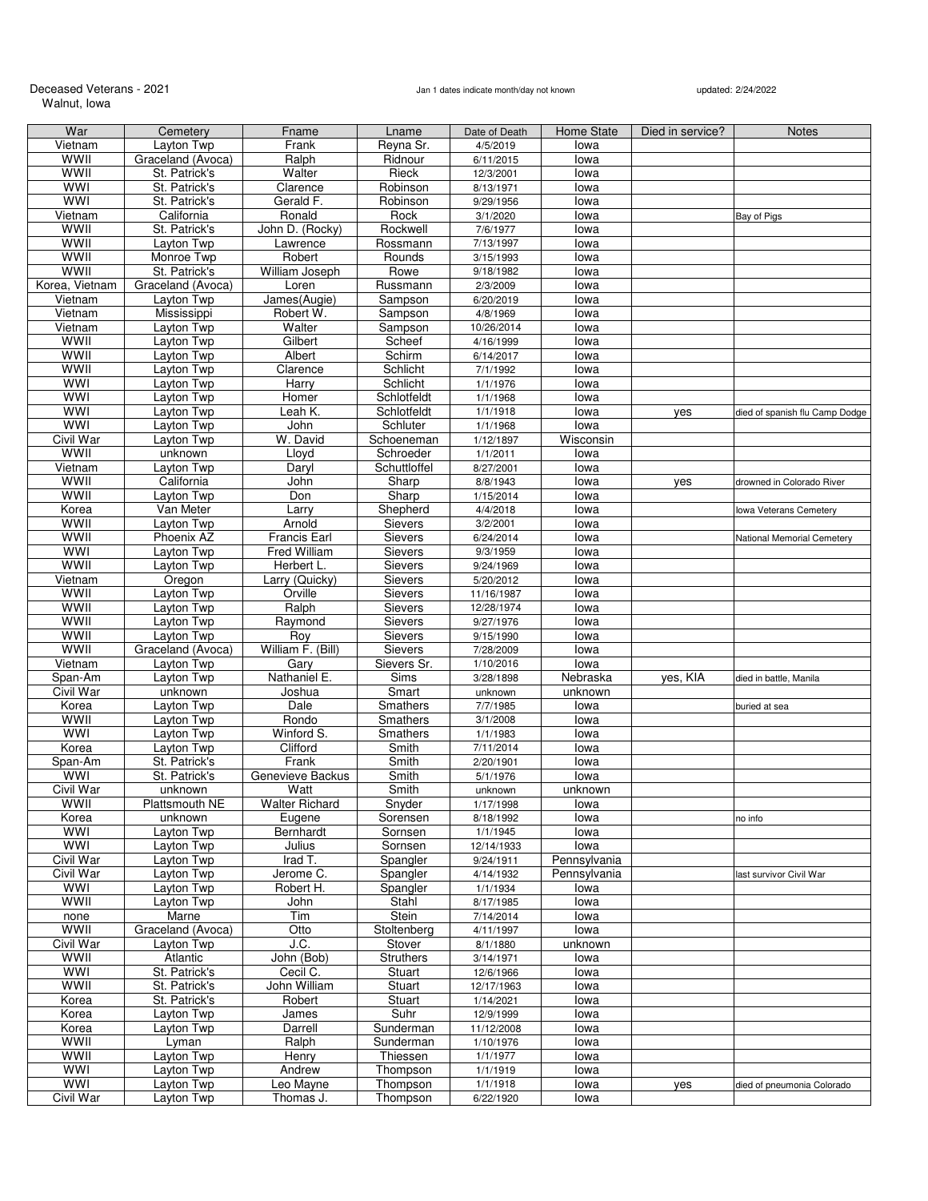Deceased Veterans - 2021
Walnut, Iowa

Jan 1 dates indicate month/day not known

updated: 2/24/2022

| War | Cemetery | Fname | Lname | Date of Death | Home State | Died in service? | Notes |
|---|---|---|---|---|---|---|---|
| Vietnam | Layton Twp | Frank | Reyna Sr. | 4/5/2019 | Iowa | | |
| WWII | Graceland (Avoca) | Ralph | Ridnour | 6/11/2015 | Iowa | | |
| WWII | St. Patrick's | Walter | Rieck | 12/3/2001 | Iowa | | |
| WWI | St. Patrick's | Clarence | Robinson | 8/13/1971 | Iowa | | |
| WWI | St. Patrick's | Gerald F. | Robinson | 9/29/1956 | Iowa | | |
| Vietnam | California | Ronald | Rock | 3/1/2020 | Iowa | | Bay of Pigs |
| WWII | St. Patrick's | John D. (Rocky) | Rockwell | 7/6/1977 | Iowa | | |
| WWII | Layton Twp | Lawrence | Rossmann | 7/13/1997 | Iowa | | |
| WWII | Monroe Twp | Robert | Rounds | 3/15/1993 | Iowa | | |
| WWII | St. Patrick's | William Joseph | Rowe | 9/18/1982 | Iowa | | |
| Korea, Vietnam | Graceland (Avoca) | Loren | Russmann | 2/3/2009 | Iowa | | |
| Vietnam | Layton Twp | James(Augie) | Sampson | 6/20/2019 | Iowa | | |
| Vietnam | Mississippi | Robert W. | Sampson | 4/8/1969 | Iowa | | |
| Vietnam | Layton Twp | Walter | Sampson | 10/26/2014 | Iowa | | |
| WWII | Layton Twp | Gilbert | Scheef | 4/16/1999 | Iowa | | |
| WWII | Layton Twp | Albert | Schirm | 6/14/2017 | Iowa | | |
| WWII | Layton Twp | Clarence | Schlicht | 7/1/1992 | Iowa | | |
| WWI | Layton Twp | Harry | Schlicht | 1/1/1976 | Iowa | | |
| WWI | Layton Twp | Homer | Schlotfeldt | 1/1/1968 | Iowa | | |
| WWI | Layton Twp | Leah K. | Schlotfeldt | 1/1/1918 | Iowa | yes | died of spanish flu Camp Dodge |
| WWI | Layton Twp | John | Schluter | 1/1/1968 | Iowa | | |
| Civil War | Layton Twp | W. David | Schoeneman | 1/12/1897 | Wisconsin | | |
| WWII | unknown | Lloyd | Schroeder | 1/1/2011 | Iowa | | |
| Vietnam | Layton Twp | Daryl | Schuttloffel | 8/27/2001 | Iowa | | |
| WWII | California | John | Sharp | 8/8/1943 | Iowa | yes | drowned in Colorado River |
| WWII | Layton Twp | Don | Sharp | 1/15/2014 | Iowa | | |
| Korea | Van Meter | Larry | Shepherd | 4/4/2018 | Iowa | | Iowa Veterans Cemetery |
| WWII | Layton Twp | Arnold | Sievers | 3/2/2001 | Iowa | | |
| WWII | Phoenix AZ | Francis Earl | Sievers | 6/24/2014 | Iowa | | National Memorial Cemetery |
| WWI | Layton Twp | Fred William | Sievers | 9/3/1959 | Iowa | | |
| WWII | Layton Twp | Herbert L. | Sievers | 9/24/1969 | Iowa | | |
| Vietnam | Oregon | Larry (Quicky) | Sievers | 5/20/2012 | Iowa | | |
| WWII | Layton Twp | Orville | Sievers | 11/16/1987 | Iowa | | |
| WWII | Layton Twp | Ralph | Sievers | 12/28/1974 | Iowa | | |
| WWII | Layton Twp | Raymond | Sievers | 9/27/1976 | Iowa | | |
| WWII | Layton Twp | Roy | Sievers | 9/15/1990 | Iowa | | |
| WWII | Graceland (Avoca) | William F. (Bill) | Sievers | 7/28/2009 | Iowa | | |
| Vietnam | Layton Twp | Gary | Sievers Sr. | 1/10/2016 | Iowa | | |
| Span-Am | Layton Twp | Nathaniel E. | Sims | 3/28/1898 | Nebraska | yes, KIA | died in battle, Manila |
| Civil War | unknown | Joshua | Smart | unknown | unknown | | |
| Korea | Layton Twp | Dale | Smathers | 7/7/1985 | Iowa | | buried at sea |
| WWII | Layton Twp | Rondo | Smathers | 3/1/2008 | Iowa | | |
| WWI | Layton Twp | Winford S. | Smathers | 1/1/1983 | Iowa | | |
| Korea | Layton Twp | Clifford | Smith | 7/11/2014 | Iowa | | |
| Span-Am | St. Patrick's | Frank | Smith | 2/20/1901 | Iowa | | |
| WWI | St. Patrick's | Genevieve Backus | Smith | 5/1/1976 | Iowa | | |
| Civil War | unknown | Watt | Smith | unknown | unknown | | |
| WWII | Plattsmouth NE | Walter Richard | Snyder | 1/17/1998 | Iowa | | |
| Korea | unknown | Eugene | Sorensen | 8/18/1992 | Iowa | | no info |
| WWI | Layton Twp | Bernhardt | Sornsen | 1/1/1945 | Iowa | | |
| WWI | Layton Twp | Julius | Sornsen | 12/14/1933 | Iowa | | |
| Civil War | Layton Twp | Irad T. | Spangler | 9/24/1911 | Pennsylvania | | |
| Civil War | Layton Twp | Jerome C. | Spangler | 4/14/1932 | Pennsylvania | | last survivor Civil War |
| WWI | Layton Twp | Robert H. | Spangler | 1/1/1934 | Iowa | | |
| WWII | Layton Twp | John | Stahl | 8/17/1985 | Iowa | | |
| none | Marne | Tim | Stein | 7/14/2014 | Iowa | | |
| WWII | Graceland (Avoca) | Otto | Stoltenberg | 4/11/1997 | Iowa | | |
| Civil War | Layton Twp | J.C. | Stover | 8/1/1880 | unknown | | |
| WWII | Atlantic | John (Bob) | Struthers | 3/14/1971 | Iowa | | |
| WWI | St. Patrick's | Cecil C. | Stuart | 12/6/1966 | Iowa | | |
| WWII | St. Patrick's | John William | Stuart | 12/17/1963 | Iowa | | |
| Korea | St. Patrick's | Robert | Stuart | 1/14/2021 | Iowa | | |
| Korea | Layton Twp | James | Suhr | 12/9/1999 | Iowa | | |
| Korea | Layton Twp | Darrell | Sunderman | 11/12/2008 | Iowa | | |
| WWII | Lyman | Ralph | Sunderman | 1/10/1976 | Iowa | | |
| WWII | Layton Twp | Henry | Thiessen | 1/1/1977 | Iowa | | |
| WWI | Layton Twp | Andrew | Thompson | 1/1/1919 | Iowa | | |
| WWI | Layton Twp | Leo Mayne | Thompson | 1/1/1918 | Iowa | yes | died of pneumonia Colorado |
| Civil War | Layton Twp | Thomas J. | Thompson | 6/22/1920 | Iowa | | |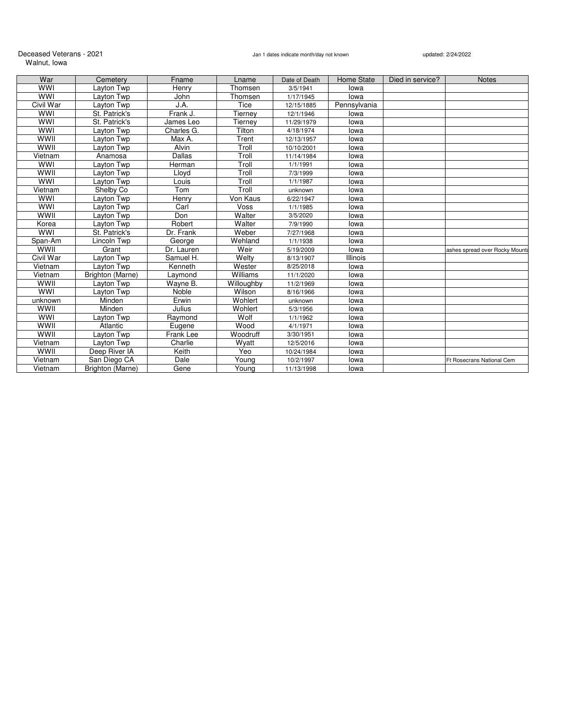Deceased Veterans - 2021
Walnut, Iowa

Jan 1 dates indicate month/day not known

updated: 2/24/2022

| War | Cemetery | Fname | Lname | Date of Death | Home State | Died in service? | Notes |
|---|---|---|---|---|---|---|---|
| WWI | Layton Twp | Henry | Thomsen | 3/5/1941 | Iowa | | |
| WWI | Layton Twp | John | Thomsen | 1/17/1945 | Iowa | | |
| Civil War | Layton Twp | J.A. | Tice | 12/15/1885 | Pennsylvania | | |
| WWI | St. Patrick's | Frank J. | Tierney | 12/1/1946 | Iowa | | |
| WWI | St. Patrick's | James Leo | Tierney | 11/29/1979 | Iowa | | |
| WWI | Layton Twp | Charles G. | Tilton | 4/18/1974 | Iowa | | |
| WWII | Layton Twp | Max A. | Trent | 12/13/1957 | Iowa | | |
| WWII | Layton Twp | Alvin | Troll | 10/10/2001 | Iowa | | |
| Vietnam | Anamosa | Dallas | Troll | 11/14/1984 | Iowa | | |
| WWI | Layton Twp | Herman | Troll | 1/1/1991 | Iowa | | |
| WWII | Layton Twp | Lloyd | Troll | 7/3/1999 | Iowa | | |
| WWI | Layton Twp | Louis | Troll | 1/1/1987 | Iowa | | |
| Vietnam | Shelby Co | Tom | Troll | unknown | Iowa | | |
| WWI | Layton Twp | Henry | Von Kaus | 6/22/1947 | Iowa | | |
| WWI | Layton Twp | Carl | Voss | 1/1/1985 | Iowa | | |
| WWII | Layton Twp | Don | Walter | 3/5/2020 | Iowa | | |
| Korea | Layton Twp | Robert | Walter | 7/9/1990 | Iowa | | |
| WWI | St. Patrick's | Dr. Frank | Weber | 7/27/1968 | Iowa | | |
| Span-Am | Lincoln Twp | George | Wehland | 1/1/1938 | Iowa | | |
| WWII | Grant | Dr. Lauren | Weir | 5/19/2009 | Iowa | | ashes spread over Rocky Mounta |
| Civil War | Layton Twp | Samuel H. | Welty | 8/13/1907 | Illinois | | |
| Vietnam | Layton Twp | Kenneth | Wester | 8/25/2018 | Iowa | | |
| Vietnam | Brighton (Marne) | Laymond | Williams | 11/1/2020 | Iowa | | |
| WWII | Layton Twp | Wayne B. | Willoughby | 11/2/1969 | Iowa | | |
| WWI | Layton Twp | Noble | Wilson | 8/16/1966 | Iowa | | |
| unknown | Minden | Erwin | Wohlert | unknown | Iowa | | |
| WWII | Minden | Julius | Wohlert | 5/3/1956 | Iowa | | |
| WWI | Layton Twp | Raymond | Wolf | 1/1/1962 | Iowa | | |
| WWII | Atlantic | Eugene | Wood | 4/1/1971 | Iowa | | |
| WWII | Layton Twp | Frank Lee | Woodruff | 3/30/1951 | Iowa | | |
| Vietnam | Layton Twp | Charlie | Wyatt | 12/5/2016 | Iowa | | |
| WWII | Deep River IA | Keith | Yeo | 10/24/1984 | Iowa | | |
| Vietnam | San Diego CA | Dale | Young | 10/2/1997 | Iowa | | Ft Rosecrans National Cem |
| Vietnam | Brighton (Marne) | Gene | Young | 11/13/1998 | Iowa | | |